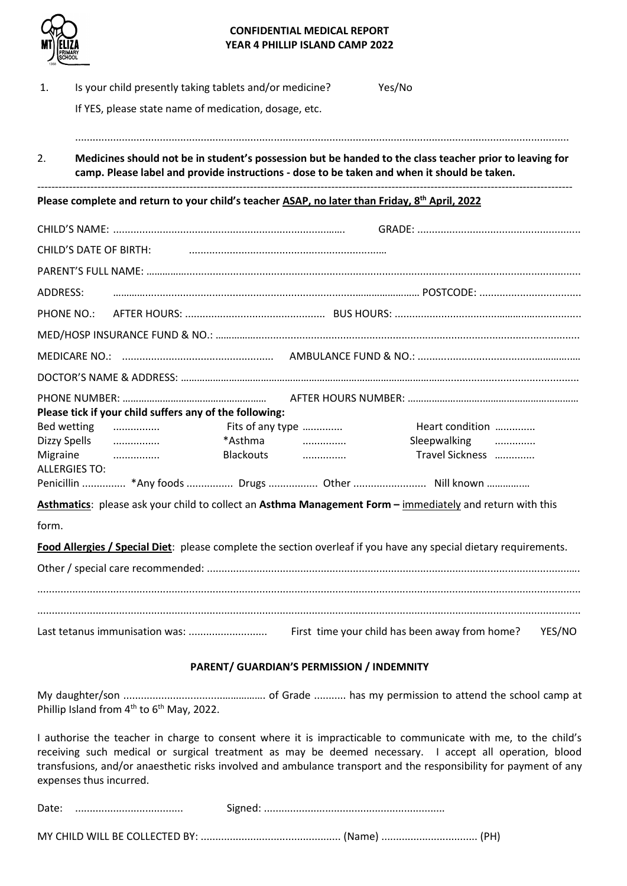**CONFIDENTIAL MEDICAL REPORT**
**YEAR 4 PHILLIP ISLAND CAMP 2022**

1. Is your child presently taking tablets and/or medicine? Yes/No

   If YES, please state name of medication, dosage, etc.

   ..........................................................................................................................................................

2. **Medicines should not be in student's possession but be handed to the class teacher prior to leaving for camp. Please label and provide instructions - dose to be taken and when it should be taken.**

---

**Please complete and return to your child's teacher ASAP, no later than Friday, 8th April, 2022**

CHILD'S NAME: .............................................................................. GRADE: .......................................................

CHILD'S DATE OF BIRTH: ..................................................................

PARENT'S FULL NAME: ..........................................................................................................................................

ADDRESS: ........................................................................................................ POSTCODE: ..................................

PHONE NO.: AFTER HOURS: ............................................... BUS HOURS: ...............................................................

MED/HOSP INSURANCE FUND & NO.: ......................................................................................................................

MEDICARE NO.: ................................................... AMBULANCE FUND & NO.: .......................................................

DOCTOR'S NAME & ADDRESS: ...............................................................................................................................

PHONE NUMBER: ..................................................... AFTER HOURS NUMBER: ...........................................................

**Please tick if your child suffers any of the following:**

Bed wetting ................ Fits of any type .............. Heart condition ..............
Dizzy Spells ................ *Asthma ............... Sleepwalking ..............
Migraine ................ Blackouts ............... Travel Sickness ..............

ALLERGIES TO:

Penicillin ............... *Any foods ................ Drugs ................. Other ......................... Nill known ................

**Asthmatics**: please ask your child to collect an **Asthma Management Form –** immediately and return with this form.

**Food Allergies / Special Diet**: please complete the section overleaf if you have any special dietary requirements.

Other / special care recommended: .............................................................................................................................

..........................................................................................................................................................................

..........................................................................................................................................................................

Last tetanus immunisation was: ........................... First time your child has been away from home? YES/NO

**PARENT/ GUARDIAN'S PERMISSION / INDEMNITY**

My daughter/son ................................................. of Grade ........... has my permission to attend the school camp at Phillip Island from 4th to 6th May, 2022.

I authorise the teacher in charge to consent where it is impracticable to communicate with me, to the child's receiving such medical or surgical treatment as may be deemed necessary. I accept all operation, blood transfusions, and/or anaesthetic risks involved and ambulance transport and the responsibility for payment of any expenses thus incurred.

Date: .................................... Signed: .............................................................

MY CHILD WILL BE COLLECTED BY: ................................................ (Name) ................................ (PH)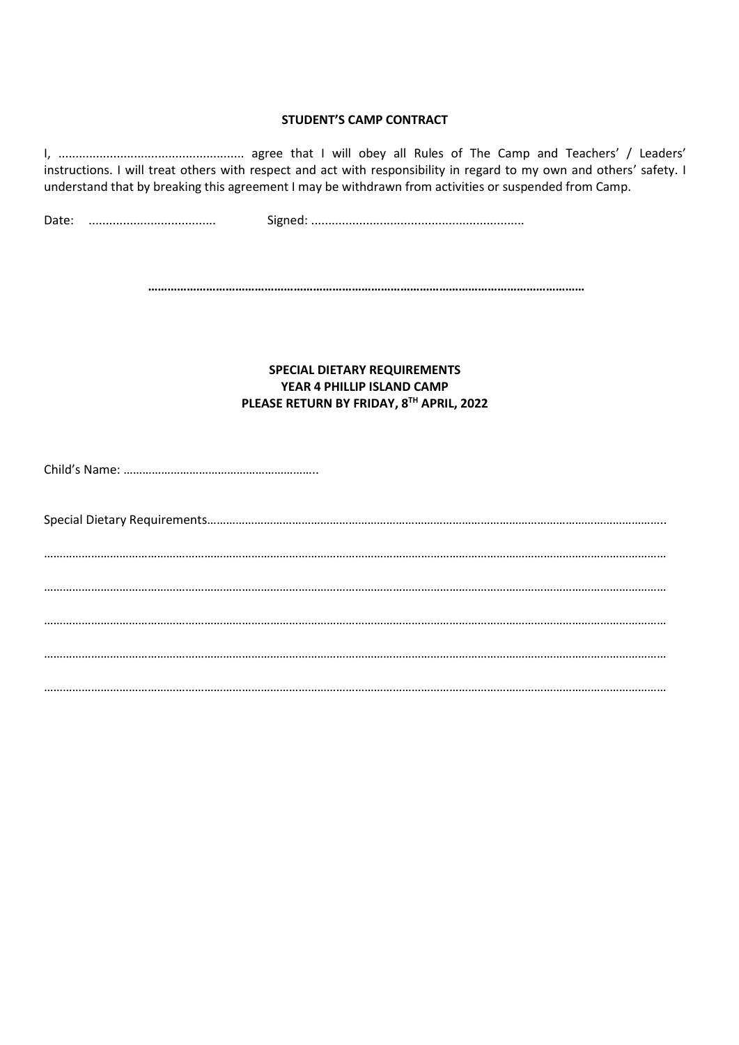**STUDENT'S CAMP CONTRACT**

I, ...................................................... agree that I will obey all Rules of The Camp and Teachers' / Leaders' instructions. I will treat others with respect and act with responsibility in regard to my own and others' safety. I understand that by breaking this agreement I may be withdrawn from activities or suspended from Camp.

Date: ..................................... Signed: ..............................................................

……………………………………………………………………………………………………………………

**SPECIAL DIETARY REQUIREMENTS**
**YEAR 4 PHILLIP ISLAND CAMP**
**PLEASE RETURN BY FRIDAY, 8TH APRIL, 2022**

Child's Name: ……………………………………………………..

Special Dietary Requirements…………………………………………………………………………………………………………………..

………………………………………………………………………………………………………………………………………………………………

………………………………………………………………………………………………………………………………………………………………

………………………………………………………………………………………………………………………………………………………………

………………………………………………………………………………………………………………………………………………………………

………………………………………………………………………………………………………………………………………………………………